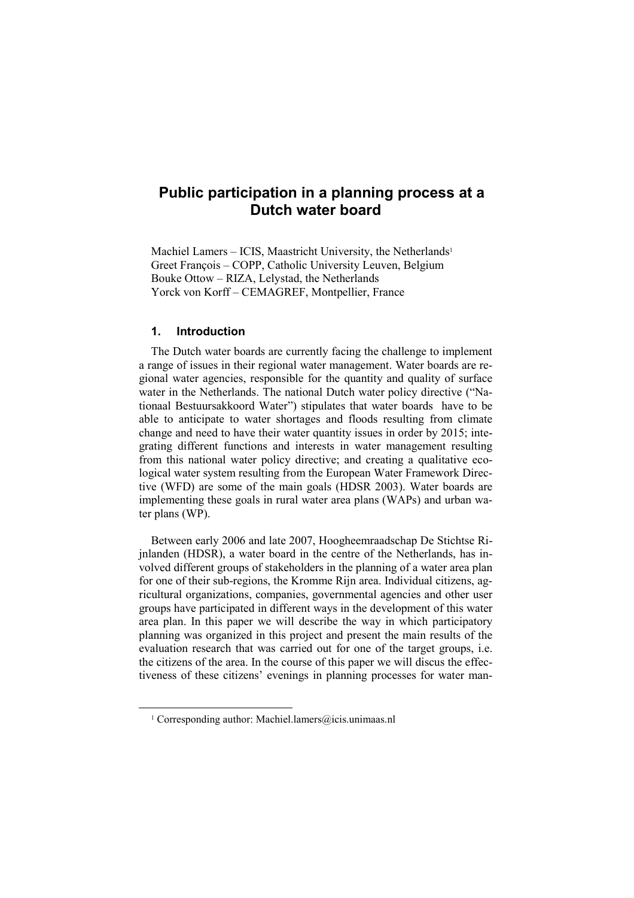# Public participation in a planning process at a Dutch water board

Machiel Lamers – ICIS, Maastricht University, the Netherlands[1]
Greet François – COPP, Catholic University Leuven, Belgium
Bouke Ottow – RIZA, Lelystad, the Netherlands
Yorck von Korff – CEMAGREF, Montpellier, France

## 1. Introduction

The Dutch water boards are currently facing the challenge to implement a range of issues in their regional water management. Water boards are regional water agencies, responsible for the quantity and quality of surface water in the Netherlands. The national Dutch water policy directive ("Nationaal Bestuursakkoord Water") stipulates that water boards have to be able to anticipate to water shortages and floods resulting from climate change and need to have their water quantity issues in order by 2015; integrating different functions and interests in water management resulting from this national water policy directive; and creating a qualitative ecological water system resulting from the European Water Framework Directive (WFD) are some of the main goals (HDSR 2003). Water boards are implementing these goals in rural water area plans (WAPs) and urban water plans (WP).

Between early 2006 and late 2007, Hoogheemraadschap De Stichtse Rijnlanden (HDSR), a water board in the centre of the Netherlands, has involved different groups of stakeholders in the planning of a water area plan for one of their sub-regions, the Kromme Rijn area. Individual citizens, agricultural organizations, companies, governmental agencies and other user groups have participated in different ways in the development of this water area plan. In this paper we will describe the way in which participatory planning was organized in this project and present the main results of the evaluation research that was carried out for one of the target groups, i.e. the citizens of the area. In the course of this paper we will discus the effectiveness of these citizens' evenings in planning processes for water man-

[1] Corresponding author: Machiel.lamers@icis.unimaas.nl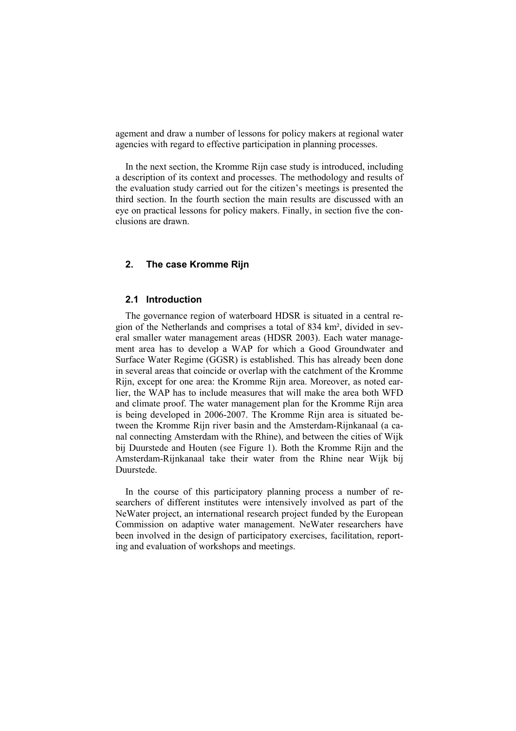agement and draw a number of lessons for policy makers at regional water agencies with regard to effective participation in planning processes.

In the next section, the Kromme Rijn case study is introduced, including a description of its context and processes. The methodology and results of the evaluation study carried out for the citizen's meetings is presented the third section. In the fourth section the main results are discussed with an eye on practical lessons for policy makers. Finally, in section five the conclusions are drawn.

## 2. The case Kromme Rijn

### 2.1 Introduction

The governance region of waterboard HDSR is situated in a central region of the Netherlands and comprises a total of 834 km², divided in several smaller water management areas (HDSR 2003). Each water management area has to develop a WAP for which a Good Groundwater and Surface Water Regime (GGSR) is established. This has already been done in several areas that coincide or overlap with the catchment of the Kromme Rijn, except for one area: the Kromme Rijn area. Moreover, as noted earlier, the WAP has to include measures that will make the area both WFD and climate proof. The water management plan for the Kromme Rijn area is being developed in 2006-2007. The Kromme Rijn area is situated between the Kromme Rijn river basin and the Amsterdam-Rijnkanaal (a canal connecting Amsterdam with the Rhine), and between the cities of Wijk bij Duurstede and Houten (see Figure 1). Both the Kromme Rijn and the Amsterdam-Rijnkanaal take their water from the Rhine near Wijk bij Duurstede.

In the course of this participatory planning process a number of researchers of different institutes were intensively involved as part of the NeWater project, an international research project funded by the European Commission on adaptive water management. NeWater researchers have been involved in the design of participatory exercises, facilitation, reporting and evaluation of workshops and meetings.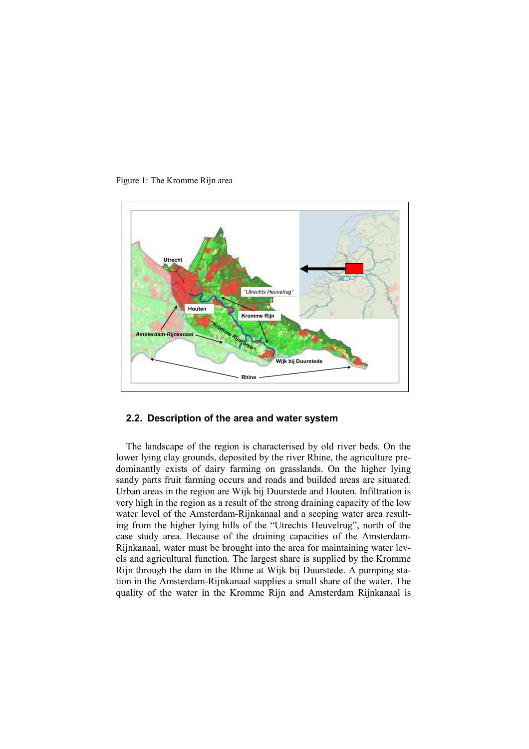Figure 1: The Kromme Rijn area

## 2.2. Description of the area and water system

The landscape of the region is characterised by old river beds. On the lower lying clay grounds, deposited by the river Rhine, the agriculture predominantly exists of dairy farming on grasslands. On the higher lying sandy parts fruit farming occurs and roads and builded areas are situated. Urban areas in the region are Wijk bij Duurstede and Houten. Infiltration is very high in the region as a result of the strong draining capacity of the low water level of the Amsterdam-Rijnkanaal and a seeping water area resulting from the higher lying hills of the "Utrechts Heuvelrug", north of the case study area. Because of the draining capacities of the Amsterdam-Rijnkanaal, water must be brought into the area for maintaining water levels and agricultural function. The largest share is supplied by the Kromme Rijn through the dam in the Rhine at Wijk bij Duurstede. A pumping station in the Amsterdam-Rijnkanaal supplies a small share of the water. The quality of the water in the Kromme Rijn and Amsterdam Rijnkanaal is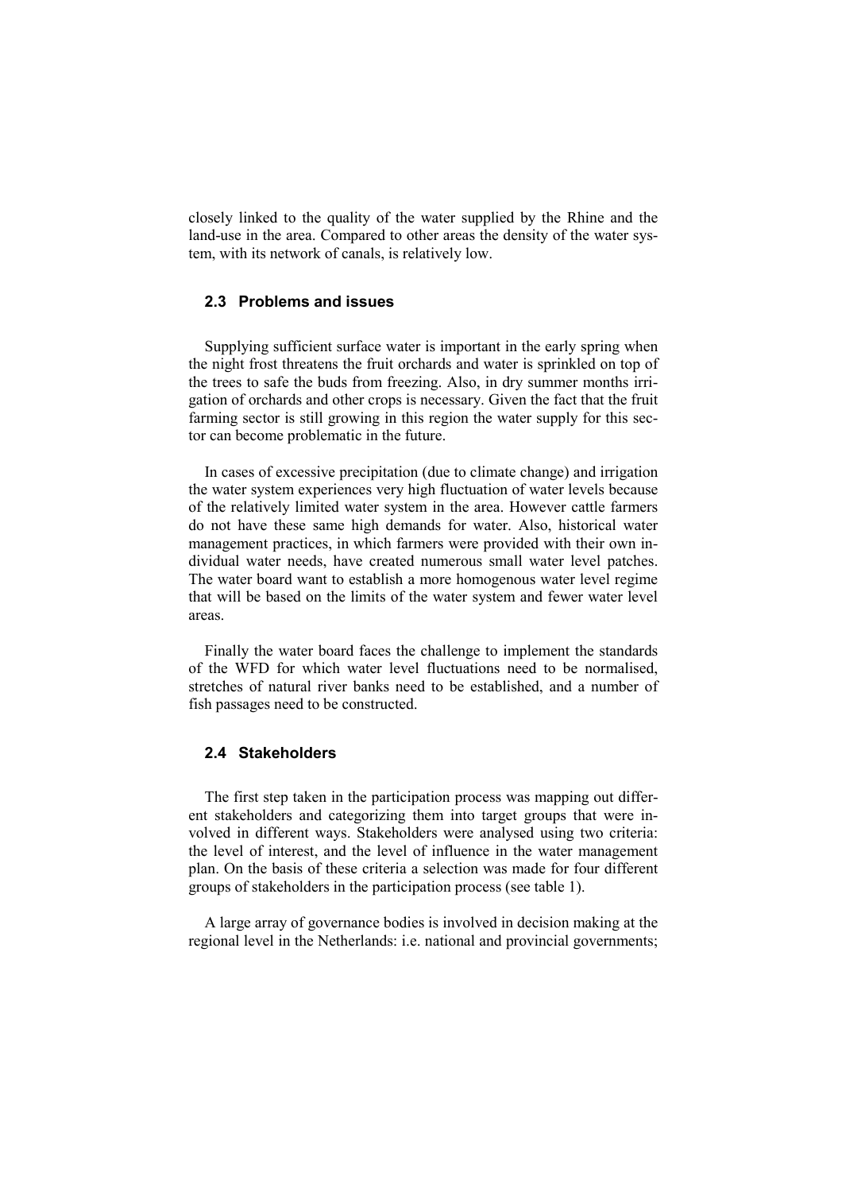closely linked to the quality of the water supplied by the Rhine and the land-use in the area. Compared to other areas the density of the water system, with its network of canals, is relatively low.

### 2.3 Problems and issues

Supplying sufficient surface water is important in the early spring when the night frost threatens the fruit orchards and water is sprinkled on top of the trees to safe the buds from freezing. Also, in dry summer months irrigation of orchards and other crops is necessary. Given the fact that the fruit farming sector is still growing in this region the water supply for this sector can become problematic in the future.

In cases of excessive precipitation (due to climate change) and irrigation the water system experiences very high fluctuation of water levels because of the relatively limited water system in the area. However cattle farmers do not have these same high demands for water. Also, historical water management practices, in which farmers were provided with their own individual water needs, have created numerous small water level patches. The water board want to establish a more homogenous water level regime that will be based on the limits of the water system and fewer water level areas.

Finally the water board faces the challenge to implement the standards of the WFD for which water level fluctuations need to be normalised, stretches of natural river banks need to be established, and a number of fish passages need to be constructed.

### 2.4 Stakeholders

The first step taken in the participation process was mapping out different stakeholders and categorizing them into target groups that were involved in different ways. Stakeholders were analysed using two criteria: the level of interest, and the level of influence in the water management plan. On the basis of these criteria a selection was made for four different groups of stakeholders in the participation process (see table 1).

A large array of governance bodies is involved in decision making at the regional level in the Netherlands: i.e. national and provincial governments;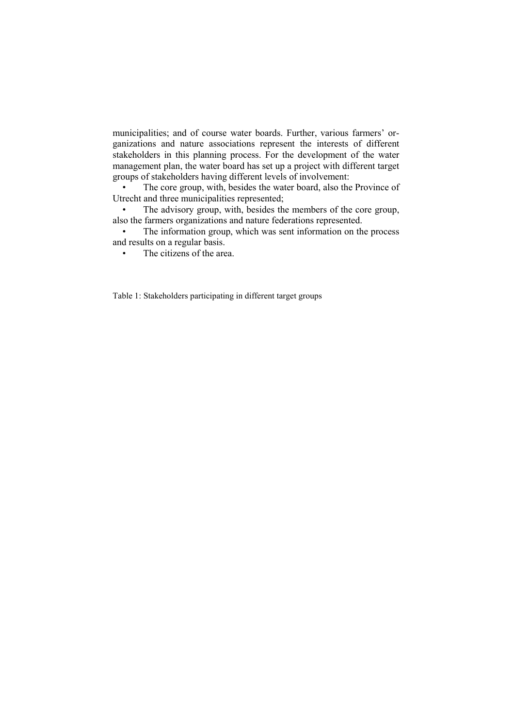municipalities; and of course water boards. Further, various farmers' organizations and nature associations represent the interests of different stakeholders in this planning process. For the development of the water management plan, the water board has set up a project with different target groups of stakeholders having different levels of involvement:

- The core group, with, besides the water board, also the Province of Utrecht and three municipalities represented;
- The advisory group, with, besides the members of the core group, also the farmers organizations and nature federations represented.
- The information group, which was sent information on the process and results on a regular basis.
- The citizens of the area.

Table 1: Stakeholders participating in different target groups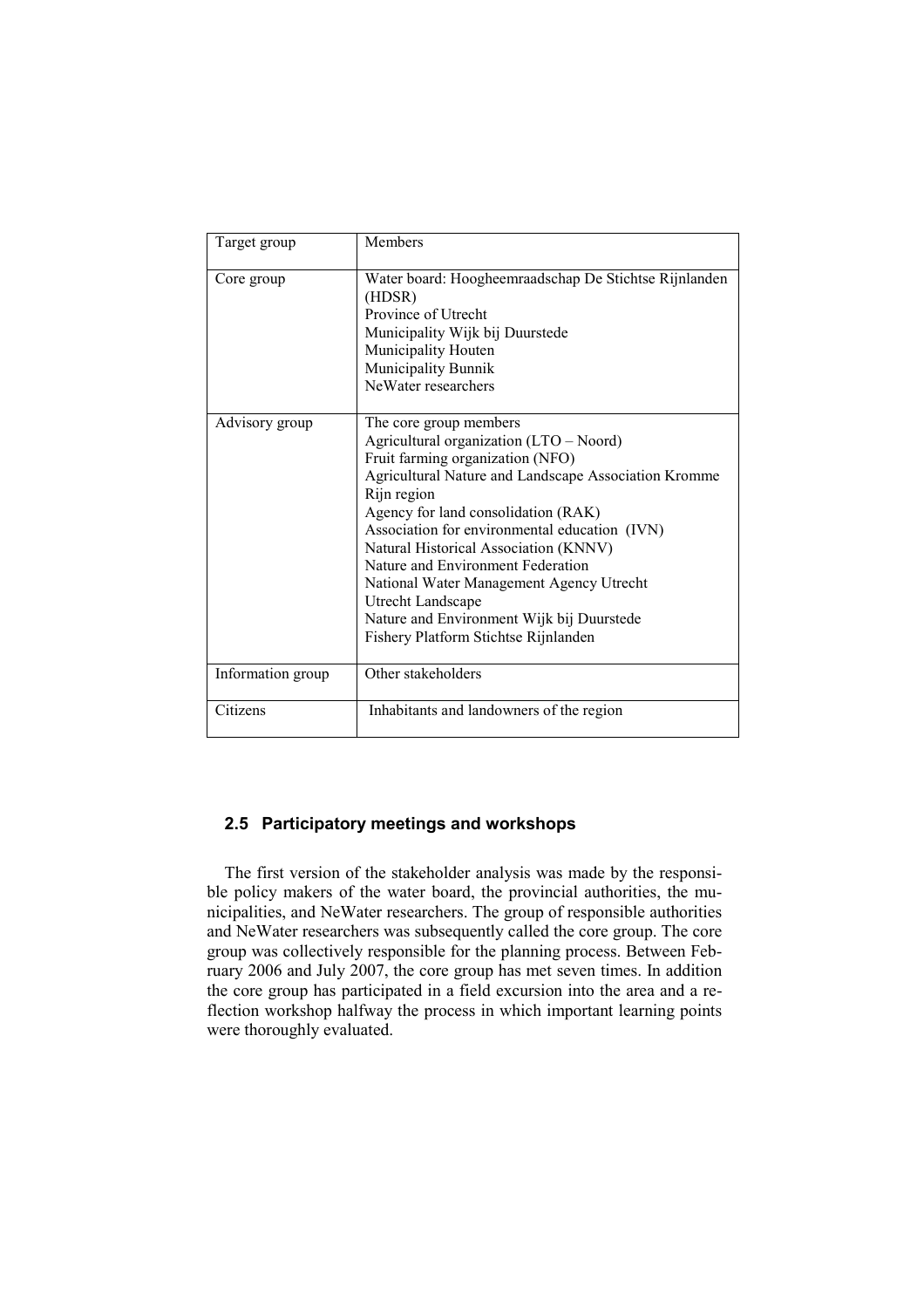| Target group | Members |
|---|---|
| Core group | Water board: Hoogheemraadschap De Stichtse Rijnlanden (HDSR)<br>Province of Utrecht<br>Municipality Wijk bij Duurstede<br>Municipality Houten<br>Municipality Bunnik<br>NeWater researchers |
| Advisory group | The core group members<br>Agricultural organization (LTO – Noord)<br>Fruit farming organization (NFO)<br>Agricultural Nature and Landscape Association Kromme Rijn region<br>Agency for land consolidation (RAK)<br>Association for environmental education (IVN)<br>Natural Historical Association (KNNV)<br>Nature and Environment Federation<br>National Water Management Agency Utrecht<br>Utrecht Landscape<br>Nature and Environment Wijk bij Duurstede<br>Fishery Platform Stichtse Rijnlanden |
| Information group | Other stakeholders |
| Citizens | Inhabitants and landowners of the region |

## 2.5 Participatory meetings and workshops

The first version of the stakeholder analysis was made by the responsible policy makers of the water board, the provincial authorities, the municipalities, and NeWater researchers. The group of responsible authorities and NeWater researchers was subsequently called the core group. The core group was collectively responsible for the planning process. Between February 2006 and July 2007, the core group has met seven times. In addition the core group has participated in a field excursion into the area and a reflection workshop halfway the process in which important learning points were thoroughly evaluated.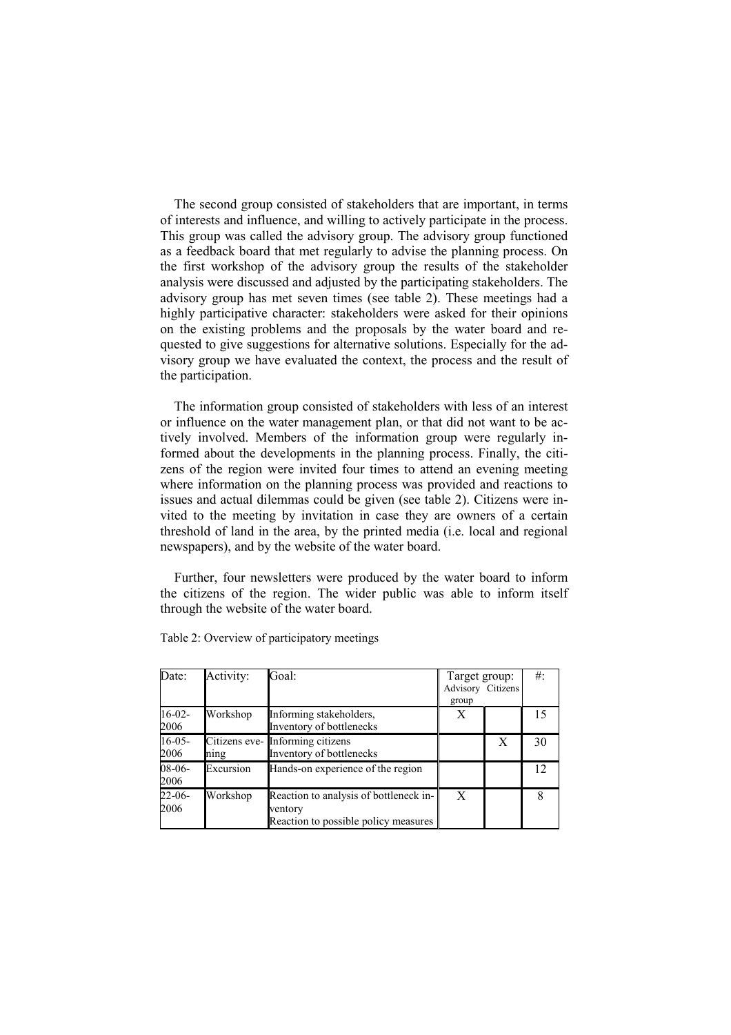The second group consisted of stakeholders that are important, in terms of interests and influence, and willing to actively participate in the process. This group was called the advisory group. The advisory group functioned as a feedback board that met regularly to advise the planning process. On the first workshop of the advisory group the results of the stakeholder analysis were discussed and adjusted by the participating stakeholders. The advisory group has met seven times (see table 2). These meetings had a highly participative character: stakeholders were asked for their opinions on the existing problems and the proposals by the water board and requested to give suggestions for alternative solutions. Especially for the advisory group we have evaluated the context, the process and the result of the participation.

The information group consisted of stakeholders with less of an interest or influence on the water management plan, or that did not want to be actively involved. Members of the information group were regularly informed about the developments in the planning process. Finally, the citizens of the region were invited four times to attend an evening meeting where information on the planning process was provided and reactions to issues and actual dilemmas could be given (see table 2). Citizens were invited to the meeting by invitation in case they are owners of a certain threshold of land in the area, by the printed media (i.e. local and regional newspapers), and by the website of the water board.

Further, four newsletters were produced by the water board to inform the citizens of the region. The wider public was able to inform itself through the website of the water board.

Table 2: Overview of participatory meetings

| Date: | Activity: | Goal: | Target group: Advisory group | Citizens | #: |
|---|---|---|---|---|---|
| 16-02-2006 | Workshop | Informing stakeholders, Inventory of bottlenecks | X | | 15 |
| 16-05-2006 | Citizens evening | Informing citizens Inventory of bottlenecks | | X | 30 |
| 08-06-2006 | Excursion | Hands-on experience of the region | | | 12 |
| 22-06-2006 | Workshop | Reaction to analysis of bottleneck inventory Reaction to possible policy measures | X | | 8 |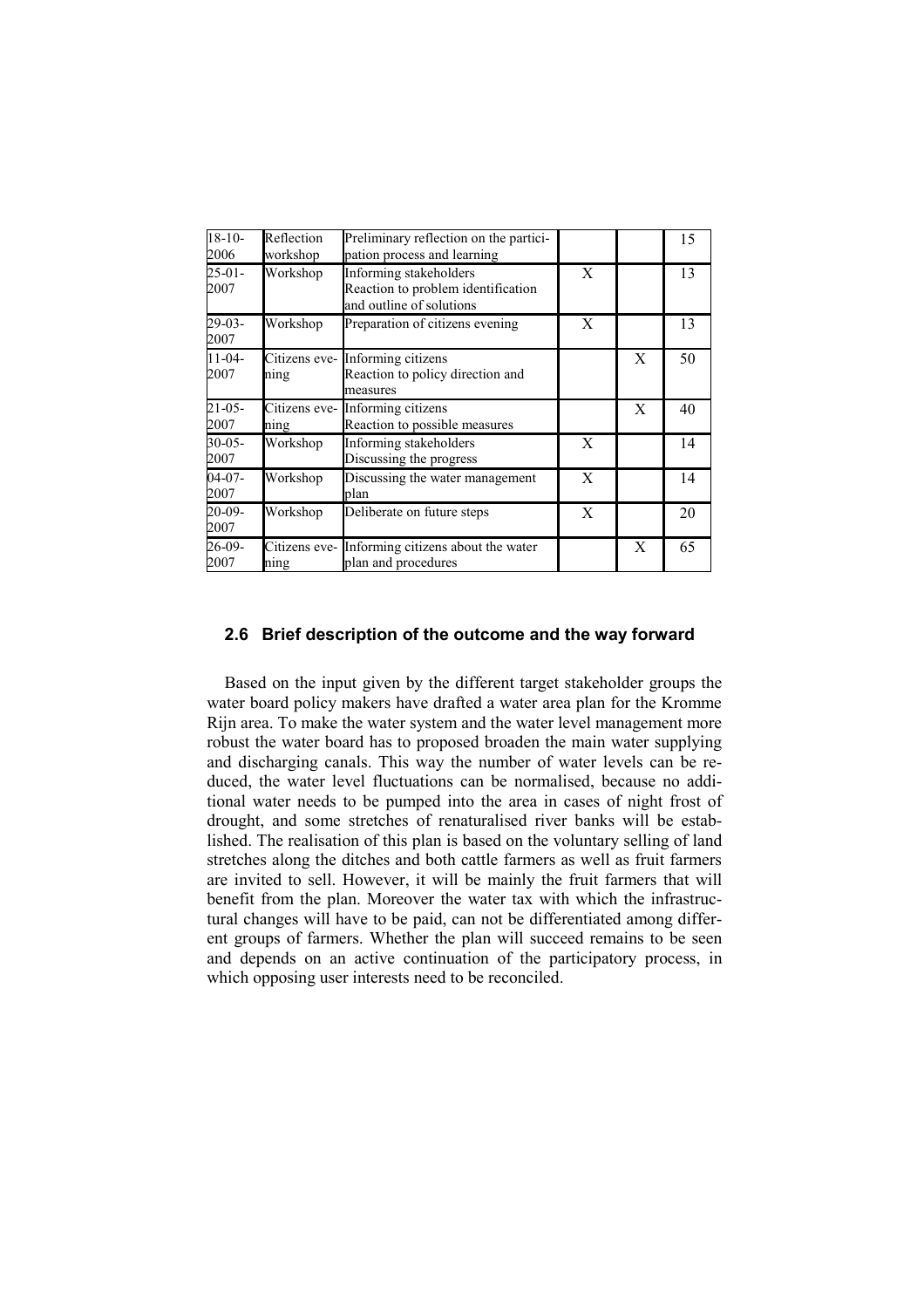| | | | | | |
|---|---|---|---|---|---|
| 18-10-2006 | Reflection workshop | Preliminary reflection on the participation process and learning | | | 15 |
| 25-01-2007 | Workshop | Informing stakeholders<br>Reaction to problem identification and outline of solutions | X | | 13 |
| 29-03-2007 | Workshop | Preparation of citizens evening | X | | 13 |
| 11-04-2007 | Citizens evening | Informing citizens<br>Reaction to policy direction and measures | | X | 50 |
| 21-05-2007 | Citizens evening | Informing citizens<br>Reaction to possible measures | | X | 40 |
| 30-05-2007 | Workshop | Informing stakeholders<br>Discussing the progress | X | | 14 |
| 04-07-2007 | Workshop | Discussing the water management plan | X | | 14 |
| 20-09-2007 | Workshop | Deliberate on future steps | X | | 20 |
| 26-09-2007 | Citizens evening | Informing citizens about the water plan and procedures | | X | 65 |

### 2.6 Brief description of the outcome and the way forward

Based on the input given by the different target stakeholder groups the water board policy makers have drafted a water area plan for the Kromme Rijn area. To make the water system and the water level management more robust the water board has to proposed broaden the main water supplying and discharging canals. This way the number of water levels can be reduced, the water level fluctuations can be normalised, because no additional water needs to be pumped into the area in cases of night frost of drought, and some stretches of renaturalised river banks will be established. The realisation of this plan is based on the voluntary selling of land stretches along the ditches and both cattle farmers as well as fruit farmers are invited to sell. However, it will be mainly the fruit farmers that will benefit from the plan. Moreover the water tax with which the infrastructural changes will have to be paid, can not be differentiated among different groups of farmers. Whether the plan will succeed remains to be seen and depends on an active continuation of the participatory process, in which opposing user interests need to be reconciled.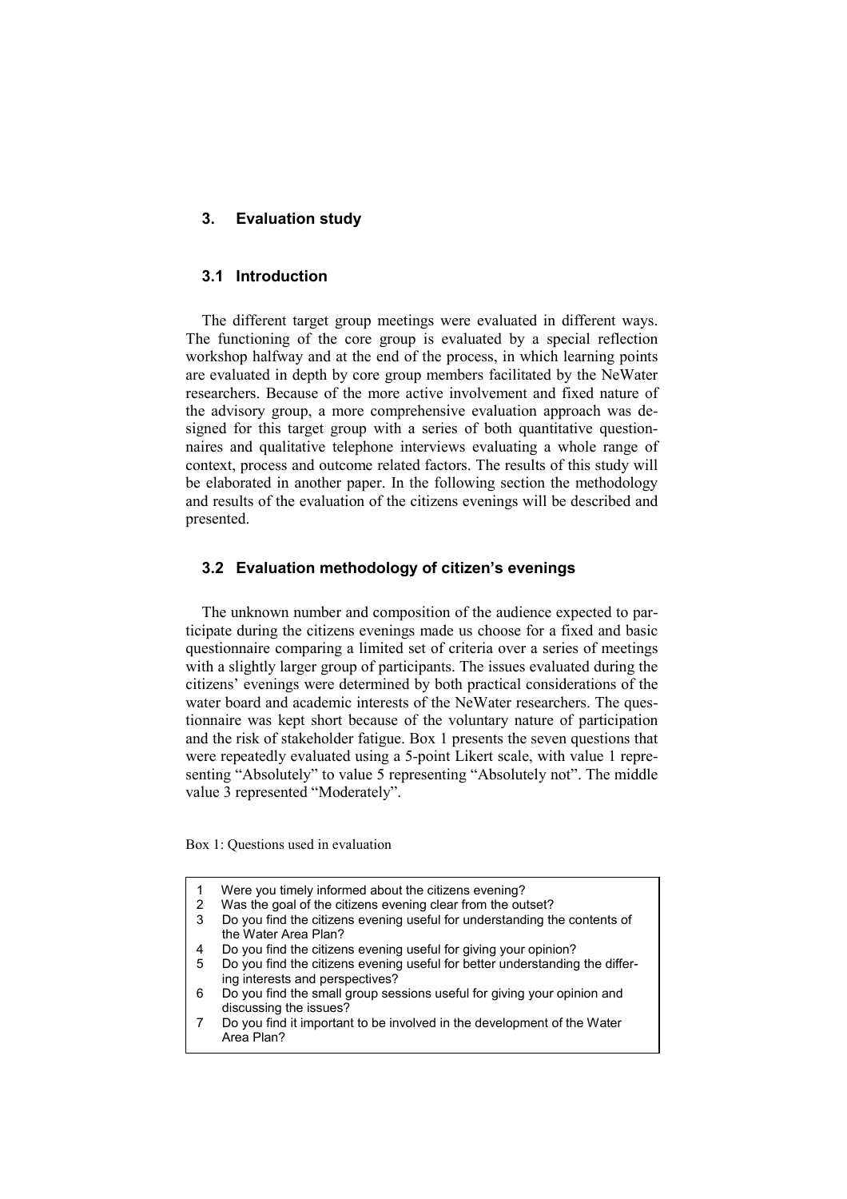## 3. Evaluation study

### 3.1 Introduction

The different target group meetings were evaluated in different ways. The functioning of the core group is evaluated by a special reflection workshop halfway and at the end of the process, in which learning points are evaluated in depth by core group members facilitated by the NeWater researchers. Because of the more active involvement and fixed nature of the advisory group, a more comprehensive evaluation approach was designed for this target group with a series of both quantitative questionnaires and qualitative telephone interviews evaluating a whole range of context, process and outcome related factors. The results of this study will be elaborated in another paper. In the following section the methodology and results of the evaluation of the citizens evenings will be described and presented.

### 3.2 Evaluation methodology of citizen's evenings

The unknown number and composition of the audience expected to participate during the citizens evenings made us choose for a fixed and basic questionnaire comparing a limited set of criteria over a series of meetings with a slightly larger group of participants. The issues evaluated during the citizens' evenings were determined by both practical considerations of the water board and academic interests of the NeWater researchers. The questionnaire was kept short because of the voluntary nature of participation and the risk of stakeholder fatigue. Box 1 presents the seven questions that were repeatedly evaluated using a 5-point Likert scale, with value 1 representing "Absolutely" to value 5 representing "Absolutely not". The middle value 3 represented "Moderately".

Box 1: Questions used in evaluation

1. Were you timely informed about the citizens evening?
2. Was the goal of the citizens evening clear from the outset?
3. Do you find the citizens evening useful for understanding the contents of the Water Area Plan?
4. Do you find the citizens evening useful for giving your opinion?
5. Do you find the citizens evening useful for better understanding the differing interests and perspectives?
6. Do you find the small group sessions useful for giving your opinion and discussing the issues?
7. Do you find it important to be involved in the development of the Water Area Plan?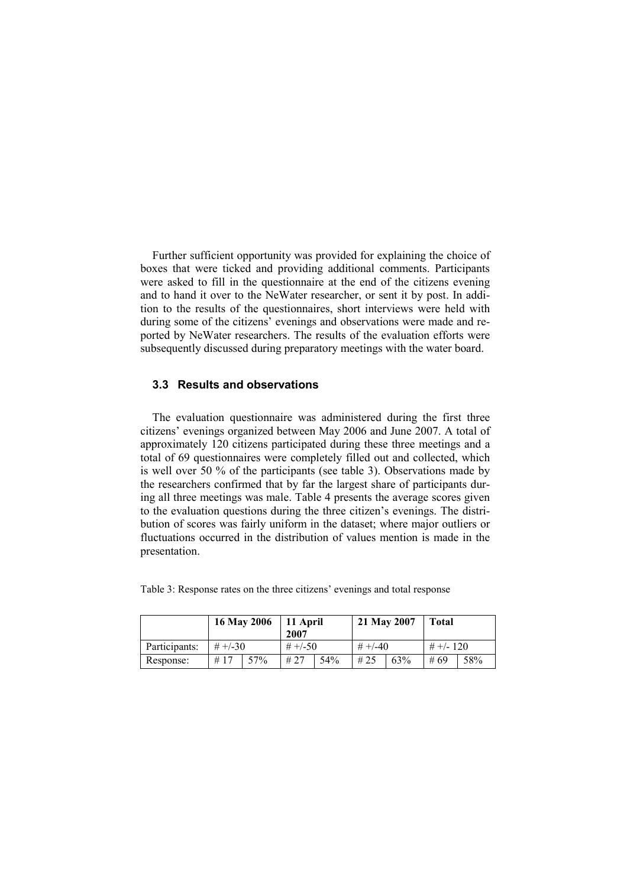Further sufficient opportunity was provided for explaining the choice of boxes that were ticked and providing additional comments. Participants were asked to fill in the questionnaire at the end of the citizens evening and to hand it over to the NeWater researcher, or sent it by post. In addition to the results of the questionnaires, short interviews were held with during some of the citizens' evenings and observations were made and reported by NeWater researchers. The results of the evaluation efforts were subsequently discussed during preparatory meetings with the water board.

### 3.3 Results and observations

The evaluation questionnaire was administered during the first three citizens' evenings organized between May 2006 and June 2007. A total of approximately 120 citizens participated during these three meetings and a total of 69 questionnaires were completely filled out and collected, which is well over 50 % of the participants (see table 3). Observations made by the researchers confirmed that by far the largest share of participants during all three meetings was male. Table 4 presents the average scores given to the evaluation questions during the three citizen's evenings. The distribution of scores was fairly uniform in the dataset; where major outliers or fluctuations occurred in the distribution of values mention is made in the presentation.

Table 3: Response rates on the three citizens' evenings and total response

| | **16 May 2006** | | **11 April 2007** | | **21 May 2007** | | **Total** | |
|---|---|---|---|---|---|---|---|---|
| Participants: | # +/-30 | | # +/-50 | | # +/-40 | | # +/- 120 | |
| Response: | # 17 | 57% | # 27 | 54% | # 25 | 63% | # 69 | 58% |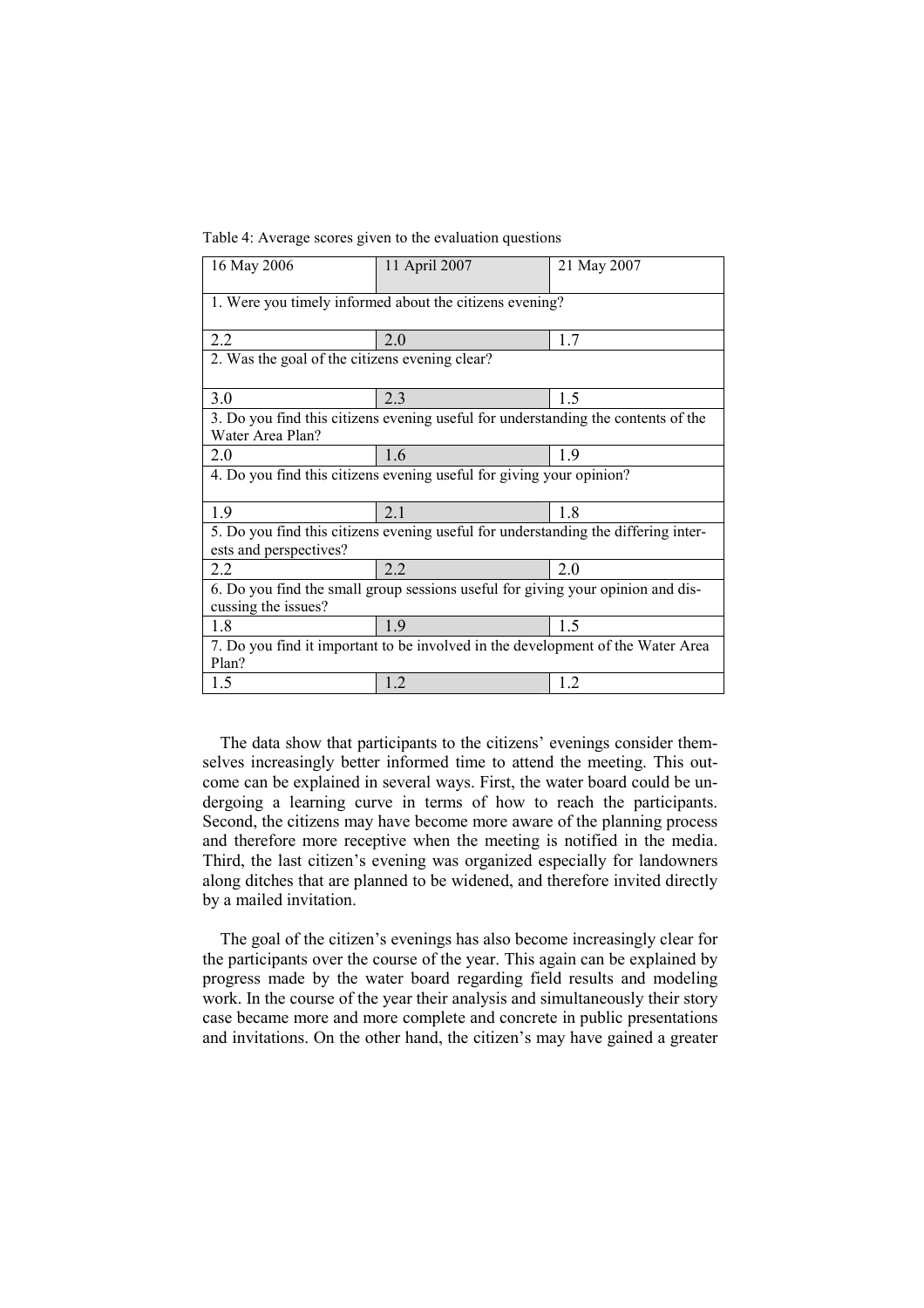Table 4: Average scores given to the evaluation questions

| 16 May 2006 | 11 April 2007 | 21 May 2007 |
|---|---|---|
| 1. Were you timely informed about the citizens evening? | | |
| 2.2 | 2.0 | 1.7 |
| 2. Was the goal of the citizens evening clear? | | |
| 3.0 | 2.3 | 1.5 |
| 3. Do you find this citizens evening useful for understanding the contents of the Water Area Plan? | | |
| 2.0 | 1.6 | 1.9 |
| 4. Do you find this citizens evening useful for giving your opinion? | | |
| 1.9 | 2.1 | 1.8 |
| 5. Do you find this citizens evening useful for understanding the differing interests and perspectives? | | |
| 2.2 | 2.2 | 2.0 |
| 6. Do you find the small group sessions useful for giving your opinion and discussing the issues? | | |
| 1.8 | 1.9 | 1.5 |
| 7. Do you find it important to be involved in the development of the Water Area Plan? | | |
| 1.5 | 1.2 | 1.2 |

The data show that participants to the citizens' evenings consider themselves increasingly better informed time to attend the meeting. This outcome can be explained in several ways. First, the water board could be undergoing a learning curve in terms of how to reach the participants. Second, the citizens may have become more aware of the planning process and therefore more receptive when the meeting is notified in the media. Third, the last citizen's evening was organized especially for landowners along ditches that are planned to be widened, and therefore invited directly by a mailed invitation.

The goal of the citizen's evenings has also become increasingly clear for the participants over the course of the year. This again can be explained by progress made by the water board regarding field results and modeling work. In the course of the year their analysis and simultaneously their story case became more and more complete and concrete in public presentations and invitations. On the other hand, the citizen's may have gained a greater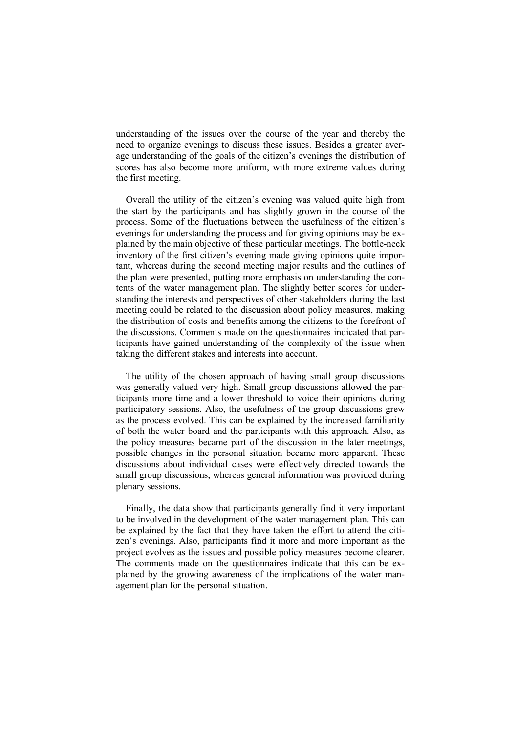understanding of the issues over the course of the year and thereby the need to organize evenings to discuss these issues. Besides a greater average understanding of the goals of the citizen's evenings the distribution of scores has also become more uniform, with more extreme values during the first meeting.

Overall the utility of the citizen's evening was valued quite high from the start by the participants and has slightly grown in the course of the process. Some of the fluctuations between the usefulness of the citizen's evenings for understanding the process and for giving opinions may be explained by the main objective of these particular meetings. The bottle-neck inventory of the first citizen's evening made giving opinions quite important, whereas during the second meeting major results and the outlines of the plan were presented, putting more emphasis on understanding the contents of the water management plan. The slightly better scores for understanding the interests and perspectives of other stakeholders during the last meeting could be related to the discussion about policy measures, making the distribution of costs and benefits among the citizens to the forefront of the discussions. Comments made on the questionnaires indicated that participants have gained understanding of the complexity of the issue when taking the different stakes and interests into account.

The utility of the chosen approach of having small group discussions was generally valued very high. Small group discussions allowed the participants more time and a lower threshold to voice their opinions during participatory sessions. Also, the usefulness of the group discussions grew as the process evolved. This can be explained by the increased familiarity of both the water board and the participants with this approach. Also, as the policy measures became part of the discussion in the later meetings, possible changes in the personal situation became more apparent. These discussions about individual cases were effectively directed towards the small group discussions, whereas general information was provided during plenary sessions.

Finally, the data show that participants generally find it very important to be involved in the development of the water management plan. This can be explained by the fact that they have taken the effort to attend the citizen's evenings. Also, participants find it more and more important as the project evolves as the issues and possible policy measures become clearer. The comments made on the questionnaires indicate that this can be explained by the growing awareness of the implications of the water management plan for the personal situation.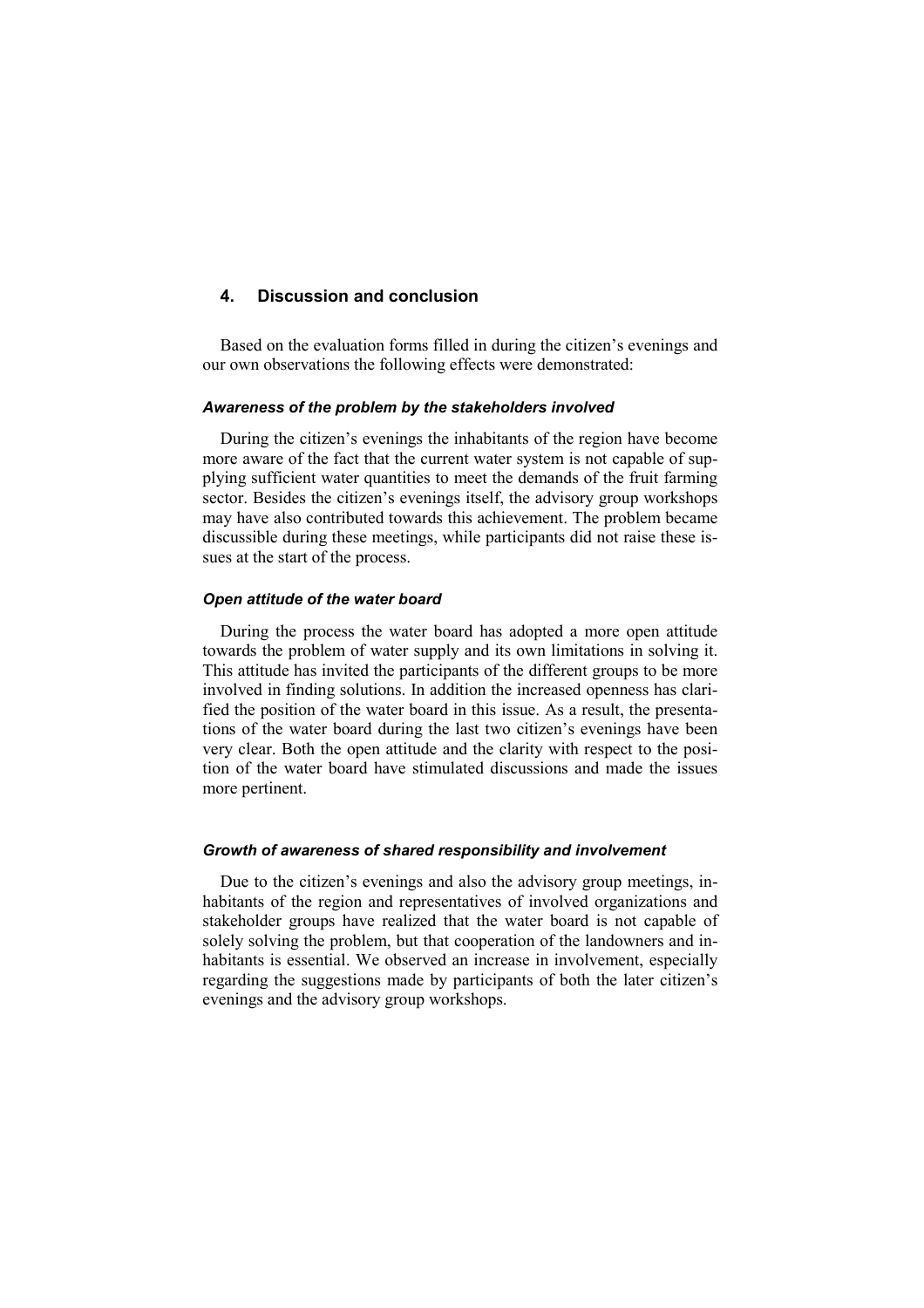## 4. Discussion and conclusion

Based on the evaluation forms filled in during the citizen's evenings and our own observations the following effects were demonstrated:

#### *Awareness of the problem by the stakeholders involved*

During the citizen's evenings the inhabitants of the region have become more aware of the fact that the current water system is not capable of supplying sufficient water quantities to meet the demands of the fruit farming sector. Besides the citizen's evenings itself, the advisory group workshops may have also contributed towards this achievement. The problem became discussible during these meetings, while participants did not raise these issues at the start of the process.

#### *Open attitude of the water board*

During the process the water board has adopted a more open attitude towards the problem of water supply and its own limitations in solving it. This attitude has invited the participants of the different groups to be more involved in finding solutions. In addition the increased openness has clarified the position of the water board in this issue. As a result, the presentations of the water board during the last two citizen's evenings have been very clear. Both the open attitude and the clarity with respect to the position of the water board have stimulated discussions and made the issues more pertinent.

#### *Growth of awareness of shared responsibility and involvement*

Due to the citizen's evenings and also the advisory group meetings, inhabitants of the region and representatives of involved organizations and stakeholder groups have realized that the water board is not capable of solely solving the problem, but that cooperation of the landowners and inhabitants is essential. We observed an increase in involvement, especially regarding the suggestions made by participants of both the later citizen's evenings and the advisory group workshops.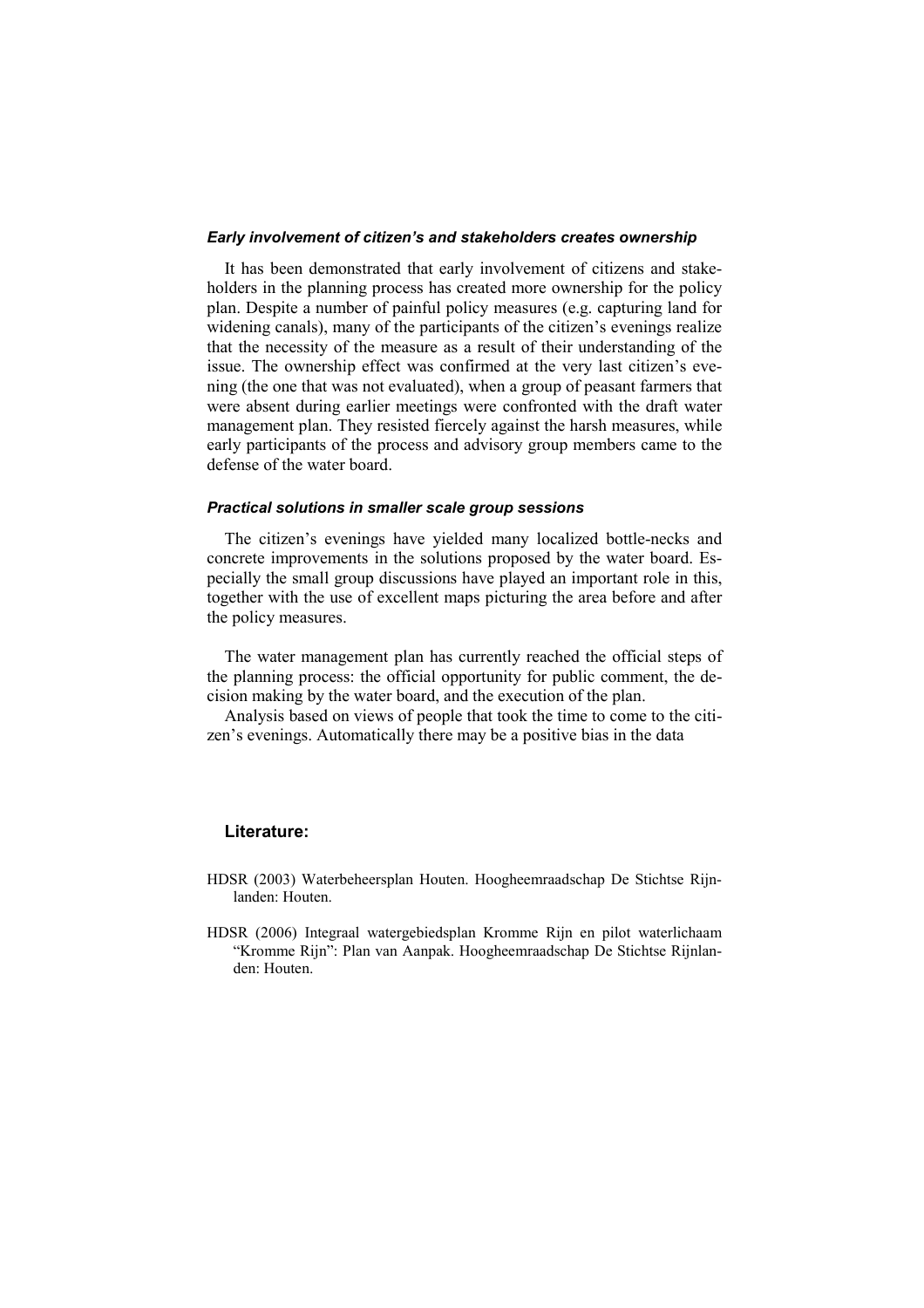### *Early involvement of citizen's and stakeholders creates ownership*

It has been demonstrated that early involvement of citizens and stakeholders in the planning process has created more ownership for the policy plan. Despite a number of painful policy measures (e.g. capturing land for widening canals), many of the participants of the citizen's evenings realize that the necessity of the measure as a result of their understanding of the issue. The ownership effect was confirmed at the very last citizen's evening (the one that was not evaluated), when a group of peasant farmers that were absent during earlier meetings were confronted with the draft water management plan. They resisted fiercely against the harsh measures, while early participants of the process and advisory group members came to the defense of the water board.

### *Practical solutions in smaller scale group sessions*

The citizen's evenings have yielded many localized bottle-necks and concrete improvements in the solutions proposed by the water board. Especially the small group discussions have played an important role in this, together with the use of excellent maps picturing the area before and after the policy measures.

The water management plan has currently reached the official steps of the planning process: the official opportunity for public comment, the decision making by the water board, and the execution of the plan.

Analysis based on views of people that took the time to come to the citizen's evenings. Automatically there may be a positive bias in the data

## Literature:

HDSR (2003) Waterbeheersplan Houten. Hoogheemraadschap De Stichtse Rijnlanden: Houten.

HDSR (2006) Integraal watergebiedsplan Kromme Rijn en pilot waterlichaam "Kromme Rijn": Plan van Aanpak. Hoogheemraadschap De Stichtse Rijnlanden: Houten.